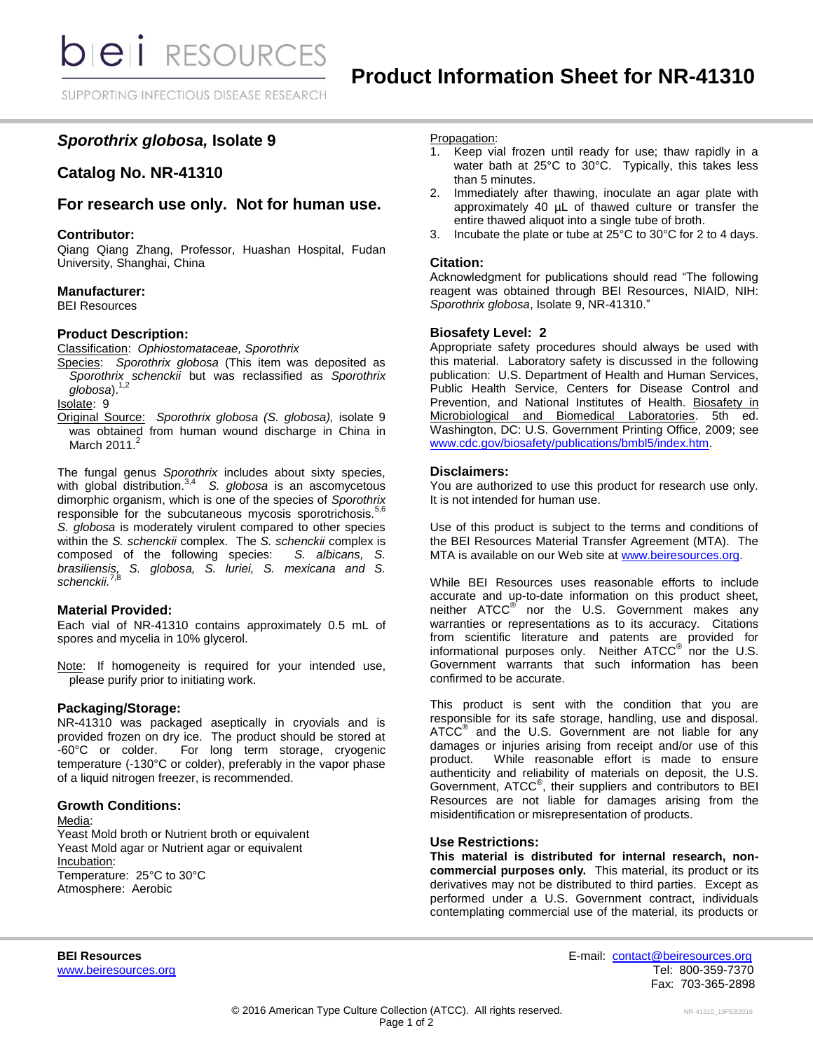# Product Information Sheet for NR-41310

## *Sporothrix globosa,* Isolate 9

## Catalog No. NR-41310

## For research use only. Not for human use.

### Contributor:

Qiang Qiang Zhang, Professor, Huashan Hospital, Fudan University, Shanghai, China

### Manufacturer:

BEI Resources

### Product Description:

Classification: *Ophiostomataceae, Sporothrix*

Species: *Sporothrix globosa* (This item was deposited as *Sporothrix schenckii* but was reclassified as *Sporothrix globosa*).[1,2]

Isolate: 9

Original Source: *Sporothrix globosa (S. globosa),* isolate 9 was obtained from human wound discharge in China in March 2011.[2]

The fungal genus *Sporothrix* includes about sixty species, with global distribution.[3,4] *S. globosa* is an ascomycetous dimorphic organism, which is one of the species of *Sporothrix* responsible for the subcutaneous mycosis sporotrichosis.[5,6] *S. globosa* is moderately virulent compared to other species within the *S. schenckii* complex. The *S. schenckii* complex is composed of the following species: *S. albicans, S. brasiliensis, S. globosa, S. luriei, S. mexicana and S. schenckii.*[7,8]

### Material Provided:

Each vial of NR-41310 contains approximately 0.5 mL of spores and mycelia in 10% glycerol.

Note: If homogeneity is required for your intended use, please purify prior to initiating work.

### Packaging/Storage:

NR-41310 was packaged aseptically in cryovials and is provided frozen on dry ice. The product should be stored at -60°C or colder. For long term storage, cryogenic temperature (-130°C or colder), preferably in the vapor phase of a liquid nitrogen freezer, is recommended.

### Growth Conditions:

Media:
Yeast Mold broth or Nutrient broth or equivalent
Yeast Mold agar or Nutrient agar or equivalent

Incubation:
Temperature: 25°C to 30°C
Atmosphere: Aerobic

Propagation:

1. Keep vial frozen until ready for use; thaw rapidly in a water bath at 25°C to 30°C. Typically, this takes less than 5 minutes.
2. Immediately after thawing, inoculate an agar plate with approximately 40 µL of thawed culture or transfer the entire thawed aliquot into a single tube of broth.
3. Incubate the plate or tube at 25°C to 30°C for 2 to 4 days.

### Citation:

Acknowledgment for publications should read "The following reagent was obtained through BEI Resources, NIAID, NIH: *Sporothrix globosa*, Isolate 9, NR-41310."

### Biosafety Level: 2

Appropriate safety procedures should always be used with this material. Laboratory safety is discussed in the following publication: U.S. Department of Health and Human Services, Public Health Service, Centers for Disease Control and Prevention, and National Institutes of Health. Biosafety in Microbiological and Biomedical Laboratories. 5th ed. Washington, DC: U.S. Government Printing Office, 2009; see www.cdc.gov/biosafety/publications/bmbl5/index.htm.

### Disclaimers:

You are authorized to use this product for research use only. It is not intended for human use.

Use of this product is subject to the terms and conditions of the BEI Resources Material Transfer Agreement (MTA). The MTA is available on our Web site at www.beiresources.org.

While BEI Resources uses reasonable efforts to include accurate and up-to-date information on this product sheet, neither ATCC® nor the U.S. Government makes any warranties or representations as to its accuracy. Citations from scientific literature and patents are provided for informational purposes only. Neither ATCC® nor the U.S. Government warrants that such information has been confirmed to be accurate.

This product is sent with the condition that you are responsible for its safe storage, handling, use and disposal. ATCC® and the U.S. Government are not liable for any damages or injuries arising from receipt and/or use of this product. While reasonable effort is made to ensure authenticity and reliability of materials on deposit, the U.S. Government, ATCC®, their suppliers and contributors to BEI Resources are not liable for damages arising from the misidentification or misrepresentation of products.

### Use Restrictions:

**This material is distributed for internal research, non-commercial purposes only.** This material, its product or its derivatives may not be distributed to third parties. Except as performed under a U.S. Government contract, individuals contemplating commercial use of the material, its products or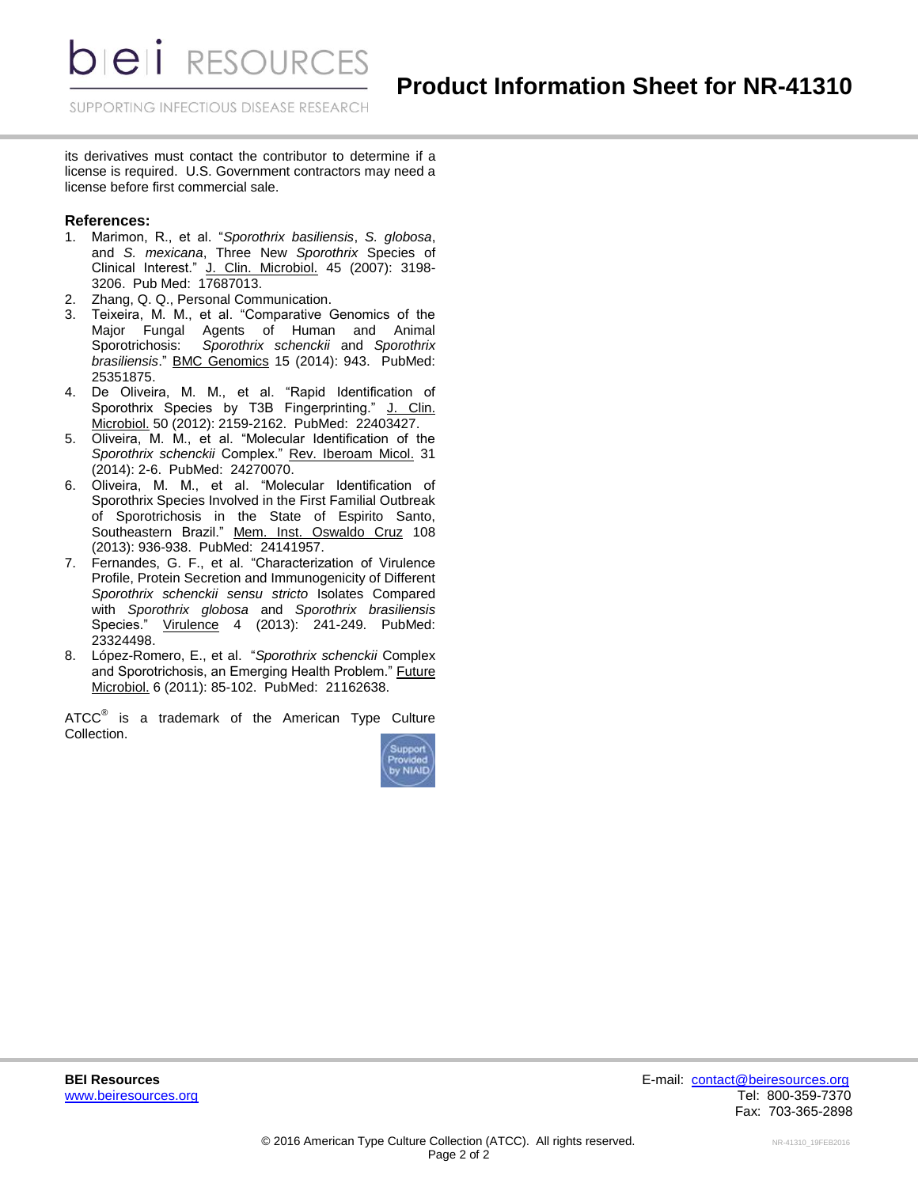its derivatives must contact the contributor to determine if a license is required. U.S. Government contractors may need a license before first commercial sale.

**References:**

1. Marimon, R., et al. "*Sporothrix basiliensis*, *S. globosa*, and *S. mexicana*, Three New *Sporothrix* Species of Clinical Interest." J. Clin. Microbiol. 45 (2007): 3198-3206. Pub Med: 17687013.
2. Zhang, Q. Q., Personal Communication.
3. Teixeira, M. M., et al. "Comparative Genomics of the Major Fungal Agents of Human and Animal Sporotrichosis: *Sporothrix schenckii* and *Sporothrix brasiliensis*." BMC Genomics 15 (2014): 943. PubMed: 25351875.
4. De Oliveira, M. M., et al. "Rapid Identification of Sporothrix Species by T3B Fingerprinting." J. Clin. Microbiol. 50 (2012): 2159-2162. PubMed: 22403427.
5. Oliveira, M. M., et al. "Molecular Identification of the *Sporothrix schenckii* Complex." Rev. Iberoam Micol. 31 (2014): 2-6. PubMed: 24270070.
6. Oliveira, M. M., et al. "Molecular Identification of Sporothrix Species Involved in the First Familial Outbreak of Sporotrichosis in the State of Espirito Santo, Southeastern Brazil." Mem. Inst. Oswaldo Cruz 108 (2013): 936-938. PubMed: 24141957.
7. Fernandes, G. F., et al. "Characterization of Virulence Profile, Protein Secretion and Immunogenicity of Different *Sporothrix schenckii sensu stricto* Isolates Compared with *Sporothrix globosa* and *Sporothrix brasiliensis* Species." Virulence 4 (2013): 241-249. PubMed: 23324498.
8. López-Romero, E., et al. "*Sporothrix schenckii* Complex and Sporotrichosis, an Emerging Health Problem." Future Microbiol. 6 (2011): 85-102. PubMed: 21162638.

ATCC® is a trademark of the American Type Culture Collection.

Support Provided by NIAID

**BEI Resources**
www.beiresources.org

E-mail: contact@beiresources.org
Tel: 800-359-7370
Fax: 703-365-2898

© 2016 American Type Culture Collection (ATCC). All rights reserved.

NR-41310_19FEB2016